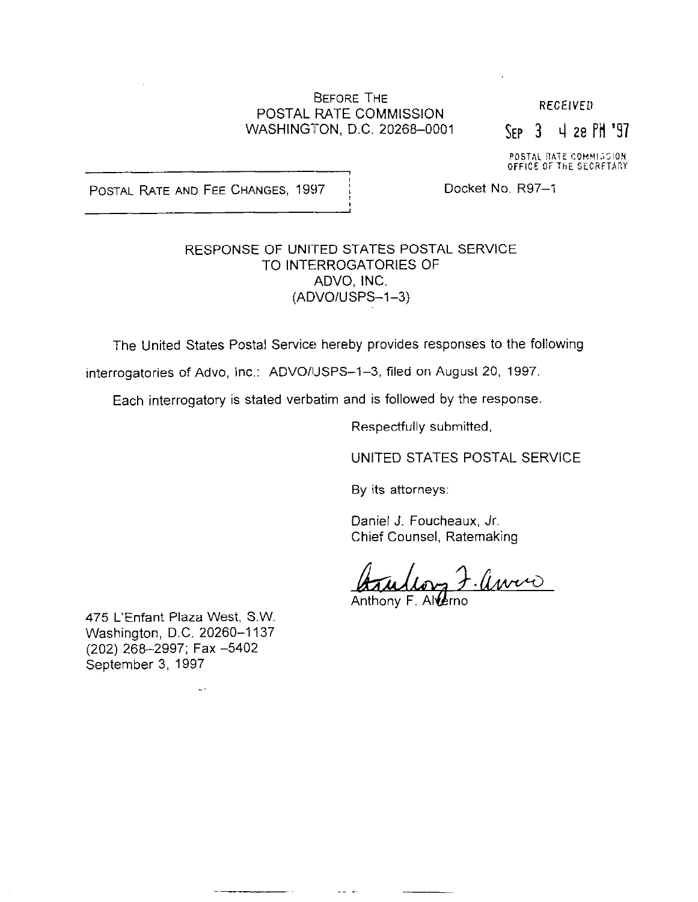BEFORE THE
POSTAL RATE COMMISSION
WASHINGTON, D.C. 20268–0001

RECEIVED

SEP 3 4 28 PM '97

POSTAL RATE COMMISSION
OFFICE OF THE SECRETARY

POSTAL RATE AND FEE CHANGES, 1997

Docket No. R97–1

RESPONSE OF UNITED STATES POSTAL SERVICE
TO INTERROGATORIES OF
ADVO, INC.
(ADVO/USPS–1–3)

The United States Postal Service hereby provides responses to the following interrogatories of Advo, Inc.: ADVO/USPS–1–3, filed on August 20, 1997.

Each interrogatory is stated verbatim and is followed by the response.

Respectfully submitted,

UNITED STATES POSTAL SERVICE

By its attorneys:

Daniel J. Foucheaux, Jr.
Chief Counsel, Ratemaking

Anthony F. Alverno

475 L'Enfant Plaza West, S.W.
Washington, D.C. 20260–1137
(202) 268–2997; Fax –5402
September 3, 1997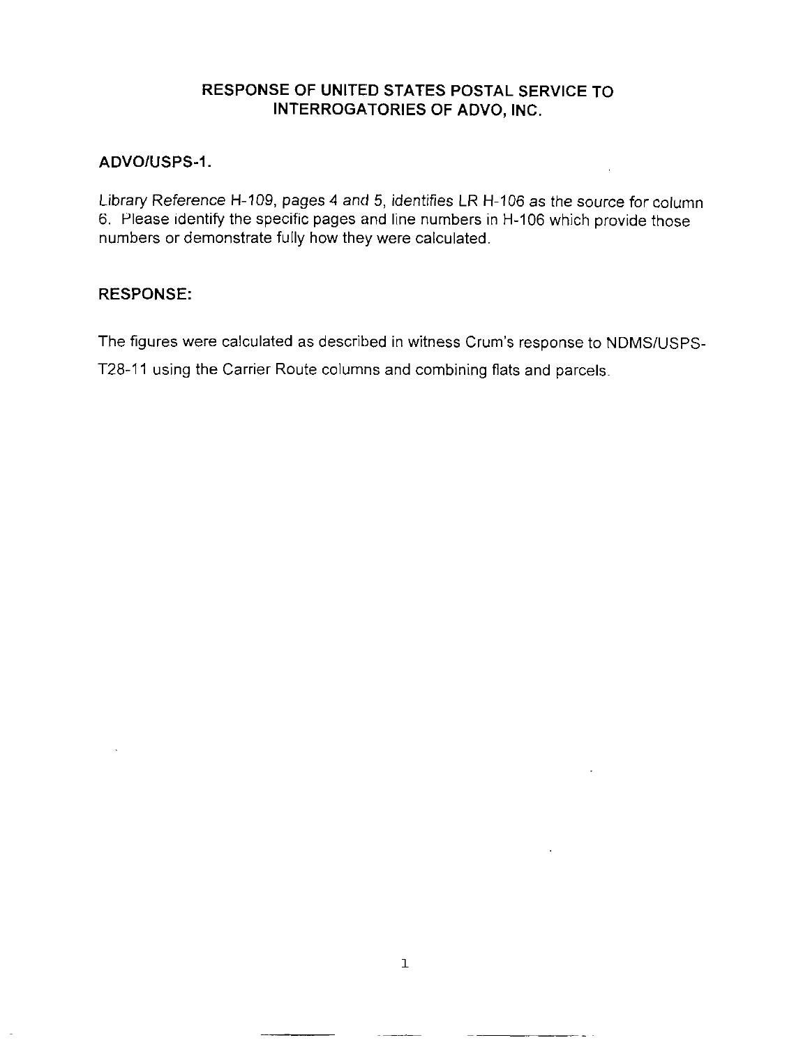## RESPONSE OF UNITED STATES POSTAL SERVICE TO INTERROGATORIES OF ADVO, INC.

### ADVO/USPS-1.

*Library Reference H-109, pages 4 and 5*, identifies *LR H-106* as the source for column 6. Please identify the specific pages and line numbers in H-106 which provide those numbers or demonstrate fully how they were calculated.

### RESPONSE:

The figures were calculated as described in witness Crum's response to NDMS/USPS-T28-11 using the Carrier Route columns and combining flats and parcels.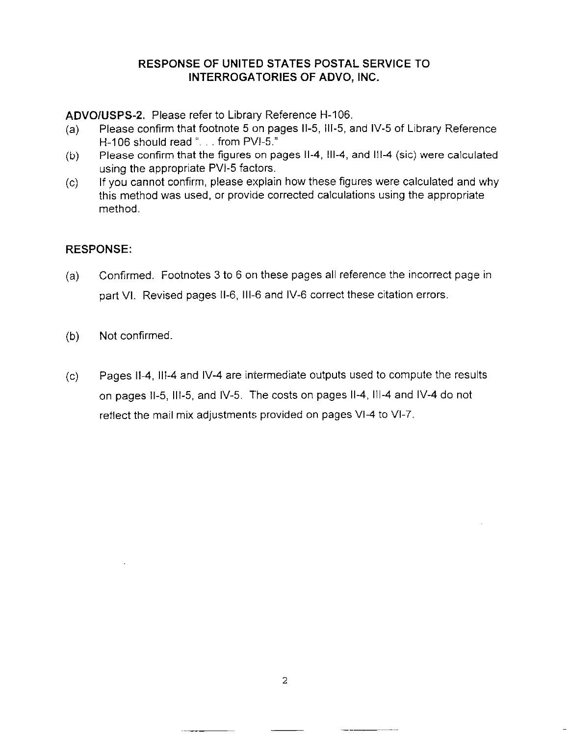## RESPONSE OF UNITED STATES POSTAL SERVICE TO INTERROGATORIES OF ADVO, INC.

**ADVO/USPS-2.** Please refer to Library Reference H-106.

(a) Please confirm that footnote 5 on pages II-5, III-5, and IV-5 of Library Reference H-106 should read ". . . from PVI-5."

(b) Please confirm that the figures on pages II-4, III-4, and III-4 (sic) were calculated using the appropriate PVI-5 factors.

(c) If you cannot confirm, please explain how these figures were calculated and why this method was used, or provide corrected calculations using the appropriate method.

**RESPONSE:**

(a) Confirmed. Footnotes 3 to 6 on these pages all reference the incorrect page in part VI. Revised pages II-6, III-6 and IV-6 correct these citation errors.

(b) Not confirmed.

(c) Pages II-4, III-4 and IV-4 are intermediate outputs used to compute the results on pages II-5, III-5, and IV-5. The costs on pages II-4, III-4 and IV-4 do not reflect the mail mix adjustments provided on pages VI-4 to VI-7.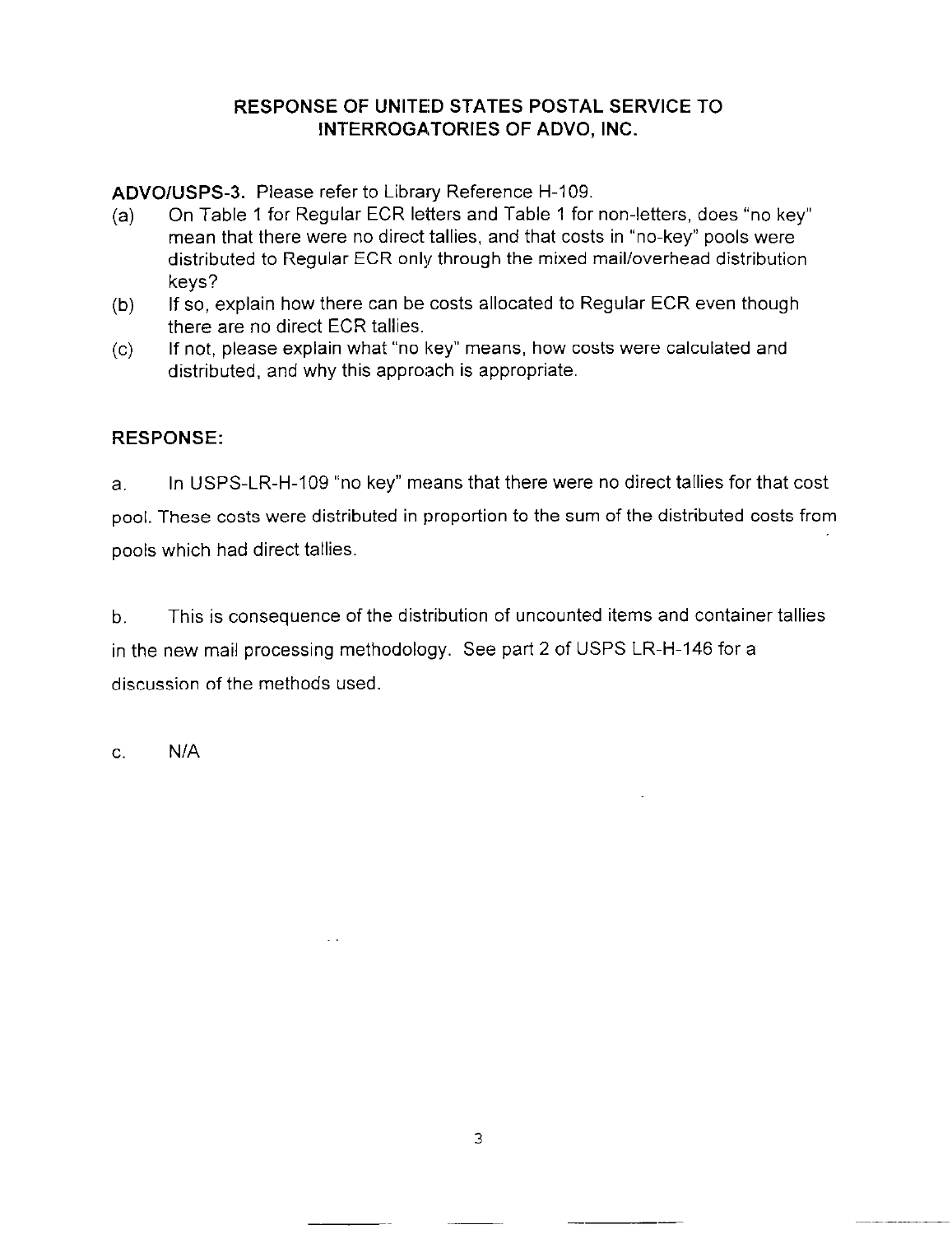## RESPONSE OF UNITED STATES POSTAL SERVICE TO INTERROGATORIES OF ADVO, INC.

**ADVO/USPS-3.** Please refer to Library Reference H-109.

(a) On Table 1 for Regular ECR letters and Table 1 for non-letters, does "no key" mean that there were no direct tallies, and that costs in "no-key" pools were distributed to Regular ECR only through the mixed mail/overhead distribution keys?

(b) If so, explain how there can be costs allocated to Regular ECR even though there are no direct ECR tallies.

(c) If not, please explain what "no key" means, how costs were calculated and distributed, and why this approach is appropriate.

**RESPONSE:**

a. In USPS-LR-H-109 "no key" means that there were no direct tallies for that cost pool. These costs were distributed in proportion to the sum of the distributed costs from pools which had direct tallies.

b. This is consequence of the distribution of uncounted items and container tallies in the new mail processing methodology. See part 2 of USPS LR-H-146 for a discussion of the methods used.

c. N/A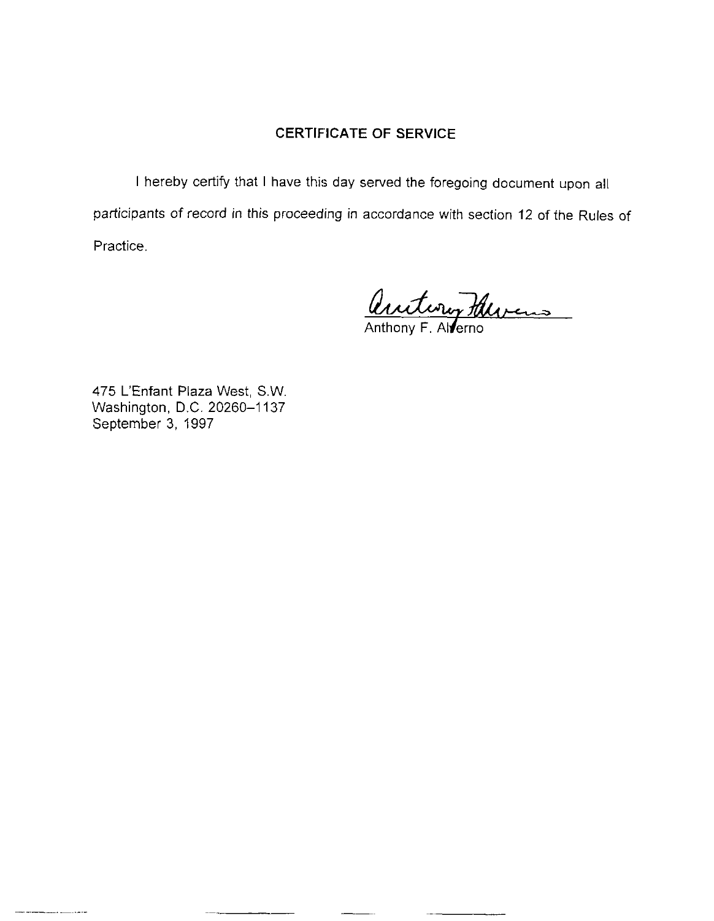## CERTIFICATE OF SERVICE

I hereby certify that I have this day served the foregoing document upon all participants of record in this proceeding in accordance with section 12 of the Rules of Practice.

Anthony F. Alverno

475 L'Enfant Plaza West, S.W.
Washington, D.C. 20260–1137
September 3, 1997